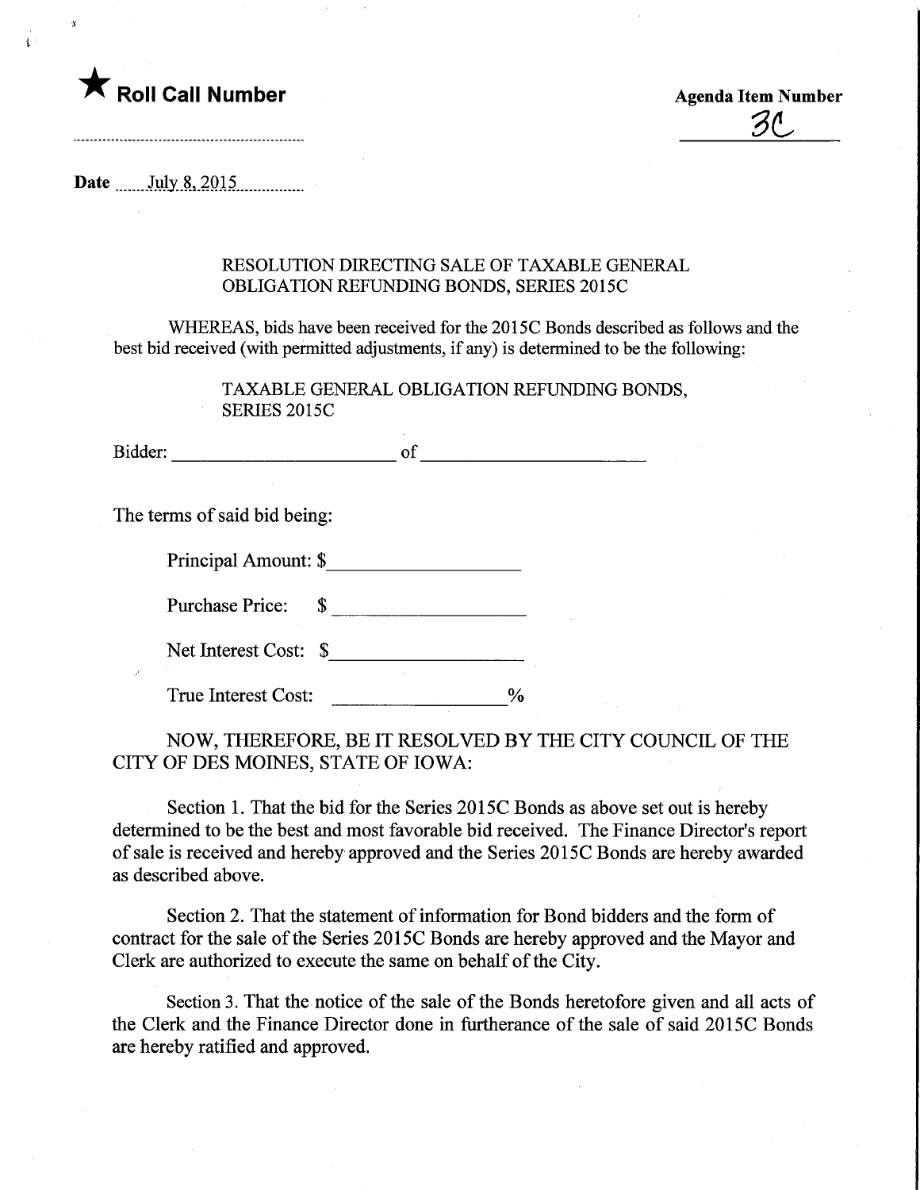★ **Roll Call Number**

**Agenda Item Number**

3C

**Date** July 8, 2015

RESOLUTION DIRECTING SALE OF TAXABLE GENERAL OBLIGATION REFUNDING BONDS, SERIES 2015C

WHEREAS, bids have been received for the 2015C Bonds described as follows and the best bid received (with permitted adjustments, if any) is determined to be the following:

TAXABLE GENERAL OBLIGATION REFUNDING BONDS, SERIES 2015C

Bidder: ______________________ of ______________________

The terms of said bid being:

Principal Amount: $__________________

Purchase Price: $__________________

Net Interest Cost: $__________________

True Interest Cost: ________________%

NOW, THEREFORE, BE IT RESOLVED BY THE CITY COUNCIL OF THE CITY OF DES MOINES, STATE OF IOWA:

Section 1. That the bid for the Series 2015C Bonds as above set out is hereby determined to be the best and most favorable bid received. The Finance Director's report of sale is received and hereby approved and the Series 2015C Bonds are hereby awarded as described above.

Section 2. That the statement of information for Bond bidders and the form of contract for the sale of the Series 2015C Bonds are hereby approved and the Mayor and Clerk are authorized to execute the same on behalf of the City.

Section 3. That the notice of the sale of the Bonds heretofore given and all acts of the Clerk and the Finance Director done in furtherance of the sale of said 2015C Bonds are hereby ratified and approved.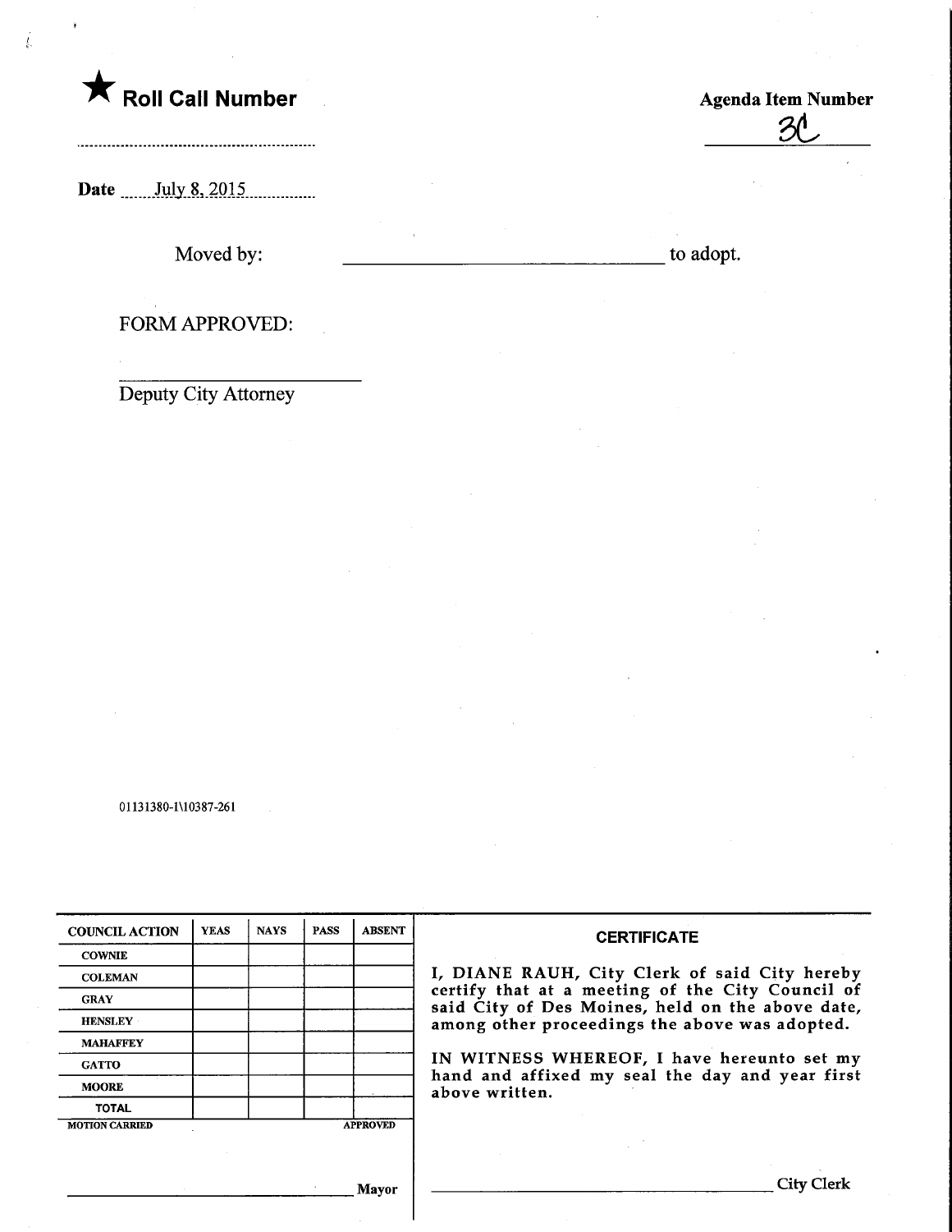★ **Roll Call Number**

---

**Agenda Item Number**

3C

**Date** July 8, 2015

Moved by: ______________________________ to adopt.

FORM APPROVED:

______________________
Deputy City Attorney

01131380-1\10387-261

| COUNCIL ACTION | YEAS | NAYS | PASS | ABSENT |
|---|---|---|---|---|
| COWNIE | | | | |
| COLEMAN | | | | |
| GRAY | | | | |
| HENSLEY | | | | |
| MAHAFFEY | | | | |
| GATTO | | | | |
| MOORE | | | | |
| TOTAL | | | | |

MOTION CARRIED APPROVED

______________________________ Mayor

**CERTIFICATE**

I, DIANE RAUH, City Clerk of said City hereby certify that at a meeting of the City Council of said City of Des Moines, held on the above date, among other proceedings the above was adopted.

IN WITNESS WHEREOF, I have hereunto set my hand and affixed my seal the day and year first above written.

______________________________ City Clerk